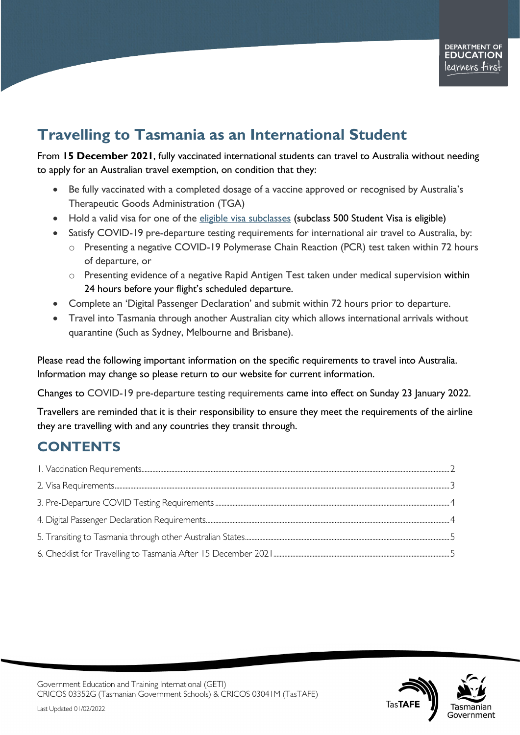# Travelling to Tasmania as an International Student

From **15 December 2021**, fully vaccinated international students can travel to Australia without needing to apply for an Australian travel exemption, on condition that they:

- Be fully vaccinated with a completed dosage of a vaccine approved or recognised by Australia's Therapeutic Goods Administration (TGA)
- Hold a valid visa for one of the eligible visa subclasses (subclass 500 Student Visa is eligible)
- Satisfy COVID-19 pre-departure testing requirements for international air travel to Australia, by:
  - Presenting a negative COVID-19 Polymerase Chain Reaction (PCR) test taken within 72 hours of departure, or
  - Presenting evidence of a negative Rapid Antigen Test taken under medical supervision within 24 hours before your flight's scheduled departure.
- Complete an 'Digital Passenger Declaration' and submit within 72 hours prior to departure.
- Travel into Tasmania through another Australian city which allows international arrivals without quarantine (Such as Sydney, Melbourne and Brisbane).

Please read the following important information on the specific requirements to travel into Australia. Information may change so please return to our website for current information.

Changes to COVID-19 pre-departure testing requirements came into effect on Sunday 23 January 2022.

Travellers are reminded that it is their responsibility to ensure they meet the requirements of the airline they are travelling with and any countries they transit through.

## CONTENTS

1. Vaccination Requirements ........ 2
2. Visa Requirements ........ 3
3. Pre-Departure COVID Testing Requirements ........ 4
4. Digital Passenger Declaration Requirements ........ 4
5. Transiting to Tasmania through other Australian States ........ 5
6. Checklist for Travelling to Tasmania After 15 December 2021 ........ 5

Government Education and Training International (GETI)
CRICOS 03352G (Tasmanian Government Schools) & CRICOS 03041M (TasTAFE)

Last Updated 01/02/2022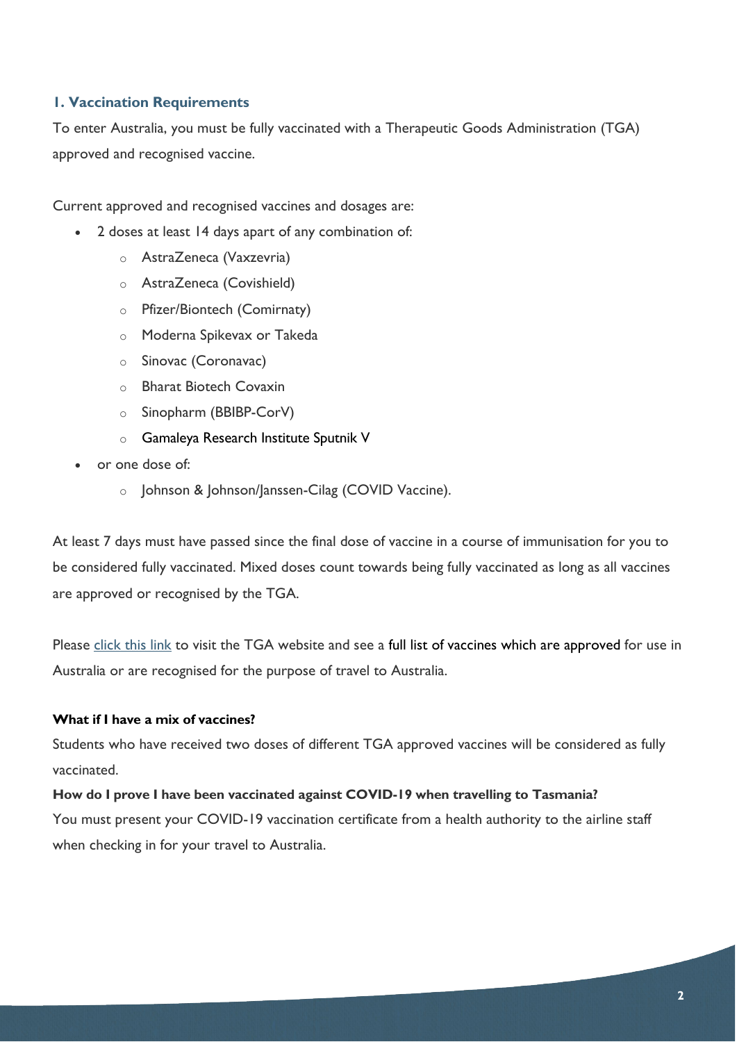## 1. Vaccination Requirements

To enter Australia, you must be fully vaccinated with a Therapeutic Goods Administration (TGA) approved and recognised vaccine.

Current approved and recognised vaccines and dosages are:

- 2 doses at least 14 days apart of any combination of:
  - AstraZeneca (Vaxzevria)
  - AstraZeneca (Covishield)
  - Pfizer/Biontech (Comirnaty)
  - Moderna Spikevax or Takeda
  - Sinovac (Coronavac)
  - Bharat Biotech Covaxin
  - Sinopharm (BBIBP-CorV)
  - Gamaleya Research Institute Sputnik V
- or one dose of:
  - Johnson & Johnson/Janssen-Cilag (COVID Vaccine).

At least 7 days must have passed since the final dose of vaccine in a course of immunisation for you to be considered fully vaccinated. Mixed doses count towards being fully vaccinated as long as all vaccines are approved or recognised by the TGA.

Please click this link to visit the TGA website and see a full list of vaccines which are approved for use in Australia or are recognised for the purpose of travel to Australia.

**What if I have a mix of vaccines?**

Students who have received two doses of different TGA approved vaccines will be considered as fully vaccinated.

**How do I prove I have been vaccinated against COVID-19 when travelling to Tasmania?**

You must present your COVID-19 vaccination certificate from a health authority to the airline staff when checking in for your travel to Australia.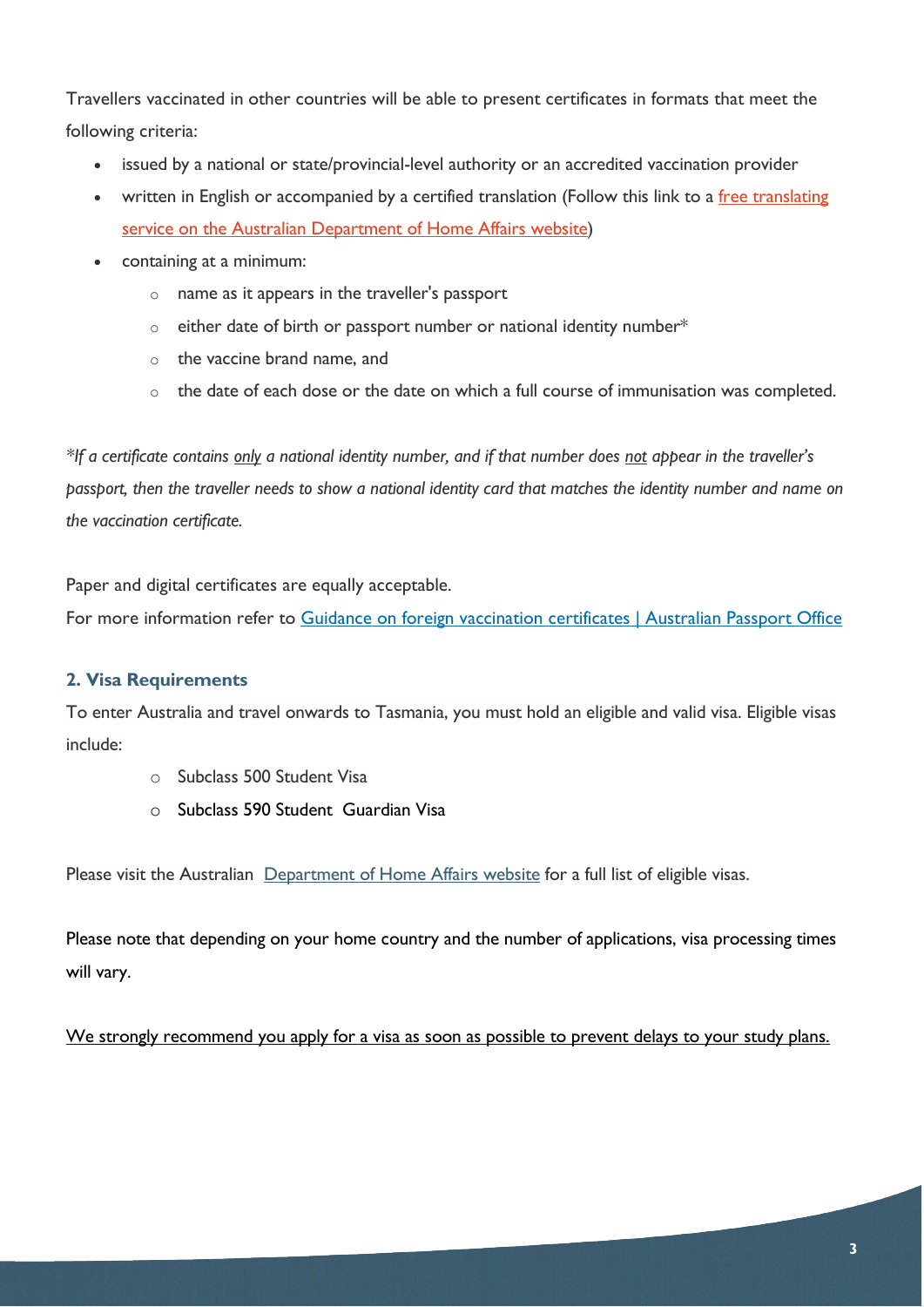Travellers vaccinated in other countries will be able to present certificates in formats that meet the following criteria:

- issued by a national or state/provincial-level authority or an accredited vaccination provider
- written in English or accompanied by a certified translation (Follow this link to a free translating service on the Australian Department of Home Affairs website)
- containing at a minimum:
  - name as it appears in the traveller's passport
  - either date of birth or passport number or national identity number*
  - the vaccine brand name, and
  - the date of each dose or the date on which a full course of immunisation was completed.

*\*If a certificate contains only a national identity number, and if that number does not appear in the traveller's passport, then the traveller needs to show a national identity card that matches the identity number and name on the vaccination certificate.*

Paper and digital certificates are equally acceptable.

For more information refer to Guidance on foreign vaccination certificates | Australian Passport Office

### 2. Visa Requirements

To enter Australia and travel onwards to Tasmania, you must hold an eligible and valid visa. Eligible visas include:

- Subclass 500 Student Visa
- Subclass 590 Student Guardian Visa

Please visit the Australian Department of Home Affairs website for a full list of eligible visas.

Please note that depending on your home country and the number of applications, visa processing times will vary.

We strongly recommend you apply for a visa as soon as possible to prevent delays to your study plans.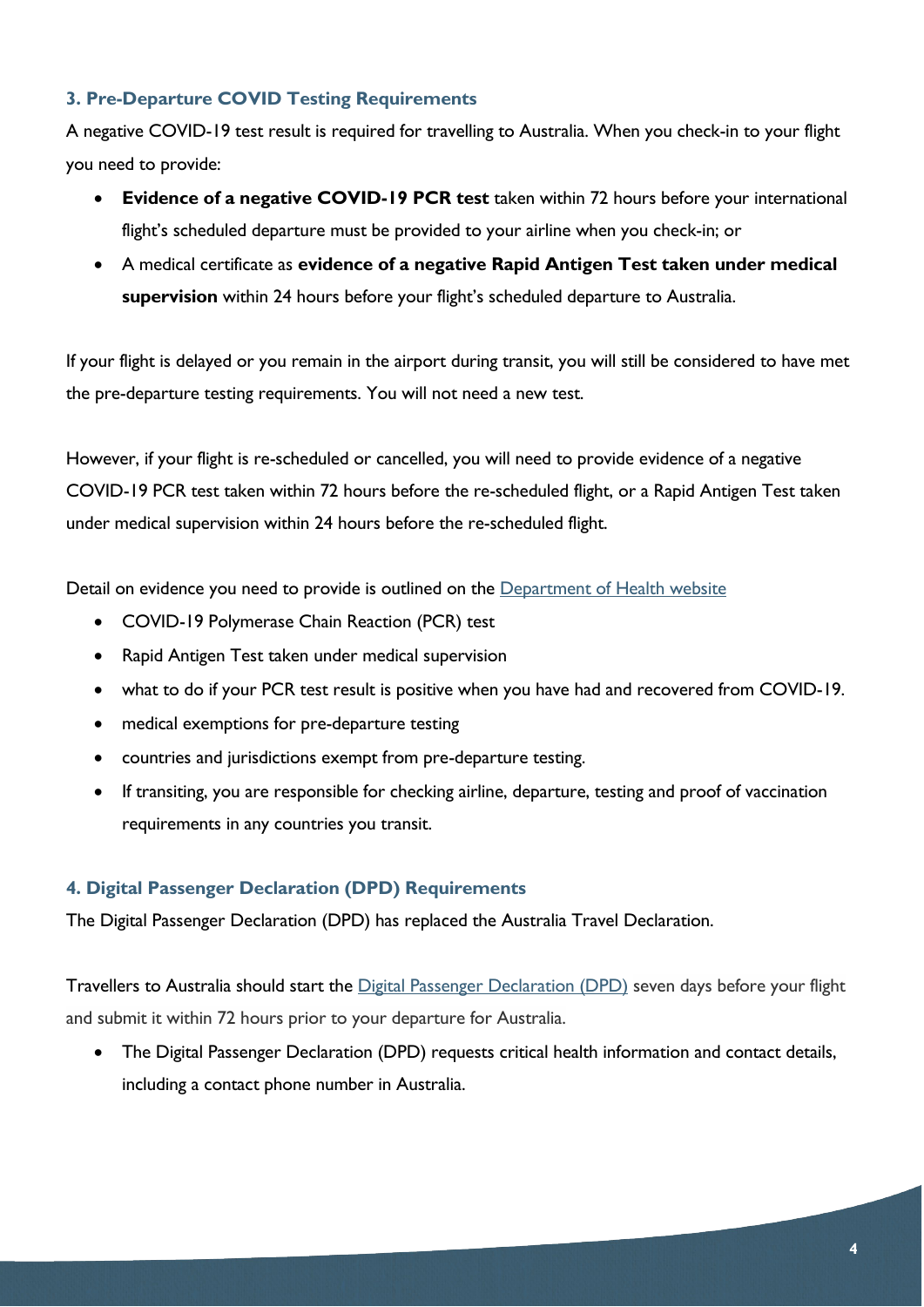### 3. Pre-Departure COVID Testing Requirements

A negative COVID-19 test result is required for travelling to Australia. When you check-in to your flight you need to provide:

- **Evidence of a negative COVID-19 PCR test** taken within 72 hours before your international flight's scheduled departure must be provided to your airline when you check-in; or
- A medical certificate as **evidence of a negative Rapid Antigen Test taken under medical supervision** within 24 hours before your flight's scheduled departure to Australia.

If your flight is delayed or you remain in the airport during transit, you will still be considered to have met the pre-departure testing requirements. You will not need a new test.

However, if your flight is re-scheduled or cancelled, you will need to provide evidence of a negative COVID-19 PCR test taken within 72 hours before the re-scheduled flight, or a Rapid Antigen Test taken under medical supervision within 24 hours before the re-scheduled flight.

Detail on evidence you need to provide is outlined on the Department of Health website

- COVID-19 Polymerase Chain Reaction (PCR) test
- Rapid Antigen Test taken under medical supervision
- what to do if your PCR test result is positive when you have had and recovered from COVID-19.
- medical exemptions for pre-departure testing
- countries and jurisdictions exempt from pre-departure testing.
- If transiting, you are responsible for checking airline, departure, testing and proof of vaccination requirements in any countries you transit.

### 4. Digital Passenger Declaration (DPD) Requirements

The Digital Passenger Declaration (DPD) has replaced the Australia Travel Declaration.

Travellers to Australia should start the Digital Passenger Declaration (DPD) seven days before your flight and submit it within 72 hours prior to your departure for Australia.

- The Digital Passenger Declaration (DPD) requests critical health information and contact details, including a contact phone number in Australia.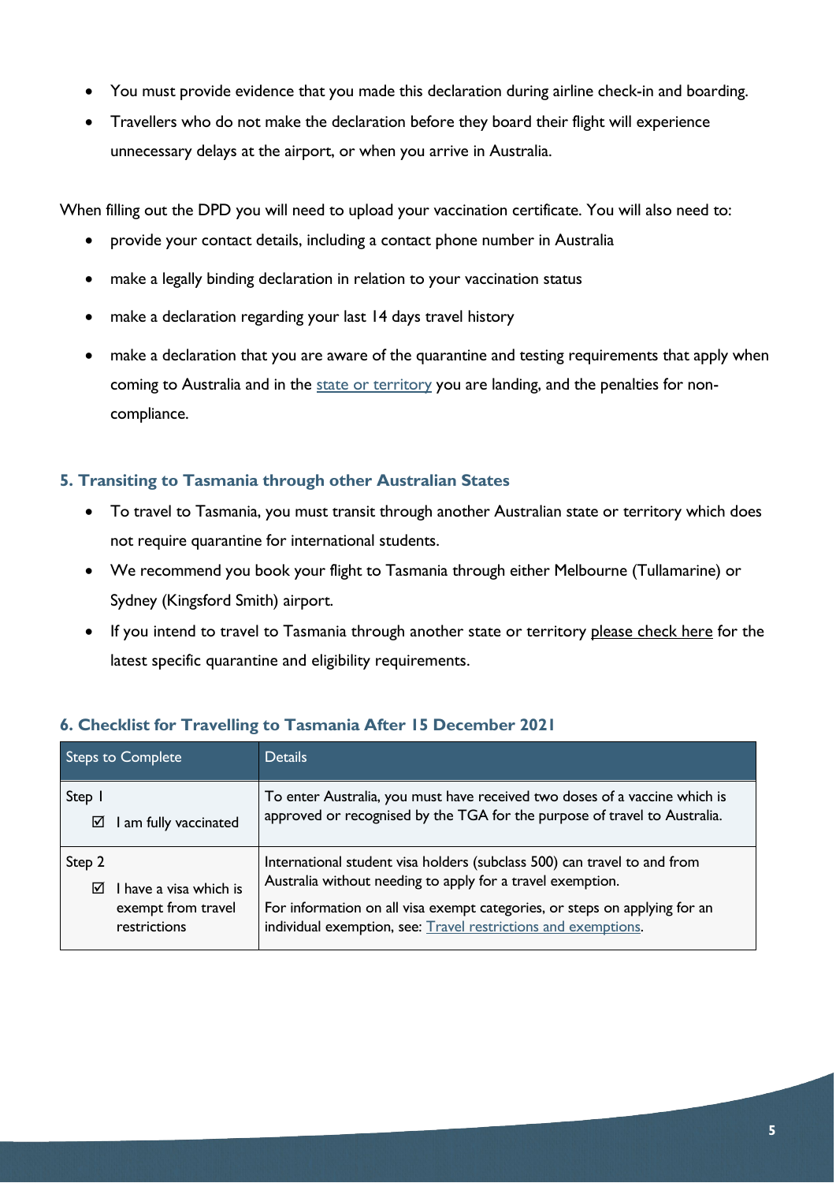- You must provide evidence that you made this declaration during airline check-in and boarding.
- Travellers who do not make the declaration before they board their flight will experience unnecessary delays at the airport, or when you arrive in Australia.

When filling out the DPD you will need to upload your vaccination certificate. You will also need to:

- provide your contact details, including a contact phone number in Australia
- make a legally binding declaration in relation to your vaccination status
- make a declaration regarding your last 14 days travel history
- make a declaration that you are aware of the quarantine and testing requirements that apply when coming to Australia and in the state or territory you are landing, and the penalties for non-compliance.

## 5. Transiting to Tasmania through other Australian States

- To travel to Tasmania, you must transit through another Australian state or territory which does not require quarantine for international students.
- We recommend you book your flight to Tasmania through either Melbourne (Tullamarine) or Sydney (Kingsford Smith) airport.
- If you intend to travel to Tasmania through another state or territory please check here for the latest specific quarantine and eligibility requirements.

## 6. Checklist for Travelling to Tasmania After 15 December 2021

| Steps to Complete | Details |
|---|---|
| Step 1<br>☑ I am fully vaccinated | To enter Australia, you must have received two doses of a vaccine which is approved or recognised by the TGA for the purpose of travel to Australia. |
| Step 2<br>☑ I have a visa which is exempt from travel restrictions | International student visa holders (subclass 500) can travel to and from Australia without needing to apply for a travel exemption.<br>For information on all visa exempt categories, or steps on applying for an individual exemption, see: Travel restrictions and exemptions. |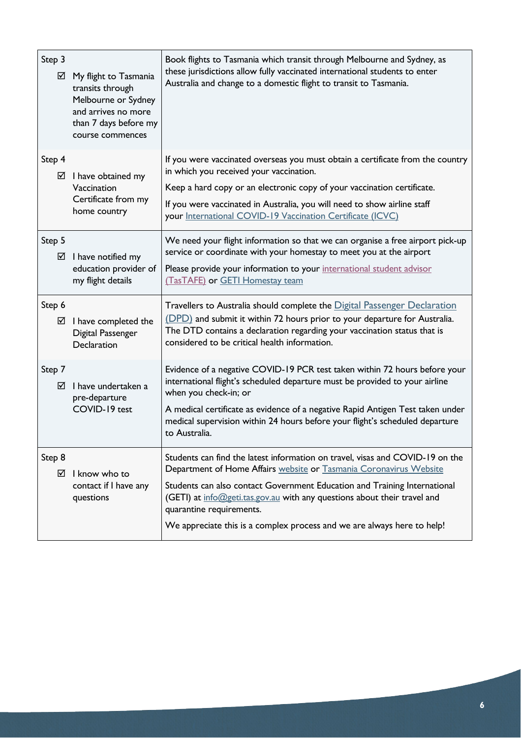| | |
|---|---|
| Step 3<br>☑ My flight to Tasmania transits through Melbourne or Sydney and arrives no more than 7 days before my course commences | Book flights to Tasmania which transit through Melbourne and Sydney, as these jurisdictions allow fully vaccinated international students to enter Australia and change to a domestic flight to transit to Tasmania. |
| Step 4<br>☑ I have obtained my Vaccination Certificate from my home country | If you were vaccinated overseas you must obtain a certificate from the country in which you received your vaccination.<br>Keep a hard copy or an electronic copy of your vaccination certificate.<br>If you were vaccinated in Australia, you will need to show airline staff your International COVID-19 Vaccination Certificate (ICVC) |
| Step 5<br>☑ I have notified my education provider of my flight details | We need your flight information so that we can organise a free airport pick-up service or coordinate with your homestay to meet you at the airport<br>Please provide your information to your international student advisor (TasTAFE) or GETI Homestay team |
| Step 6<br>☑ I have completed the Digital Passenger Declaration | Travellers to Australia should complete the Digital Passenger Declaration (DPD) and submit it within 72 hours prior to your departure for Australia. The DTD contains a declaration regarding your vaccination status that is considered to be critical health information. |
| Step 7<br>☑ I have undertaken a pre-departure COVID-19 test | Evidence of a negative COVID-19 PCR test taken within 72 hours before your international flight's scheduled departure must be provided to your airline when you check-in; or<br>A medical certificate as evidence of a negative Rapid Antigen Test taken under medical supervision within 24 hours before your flight's scheduled departure to Australia. |
| Step 8<br>☑ I know who to contact if I have any questions | Students can find the latest information on travel, visas and COVID-19 on the Department of Home Affairs website or Tasmania Coronavirus Website<br>Students can also contact Government Education and Training International (GETI) at info@geti.tas.gov.au with any questions about their travel and quarantine requirements.<br>We appreciate this is a complex process and we are always here to help! |